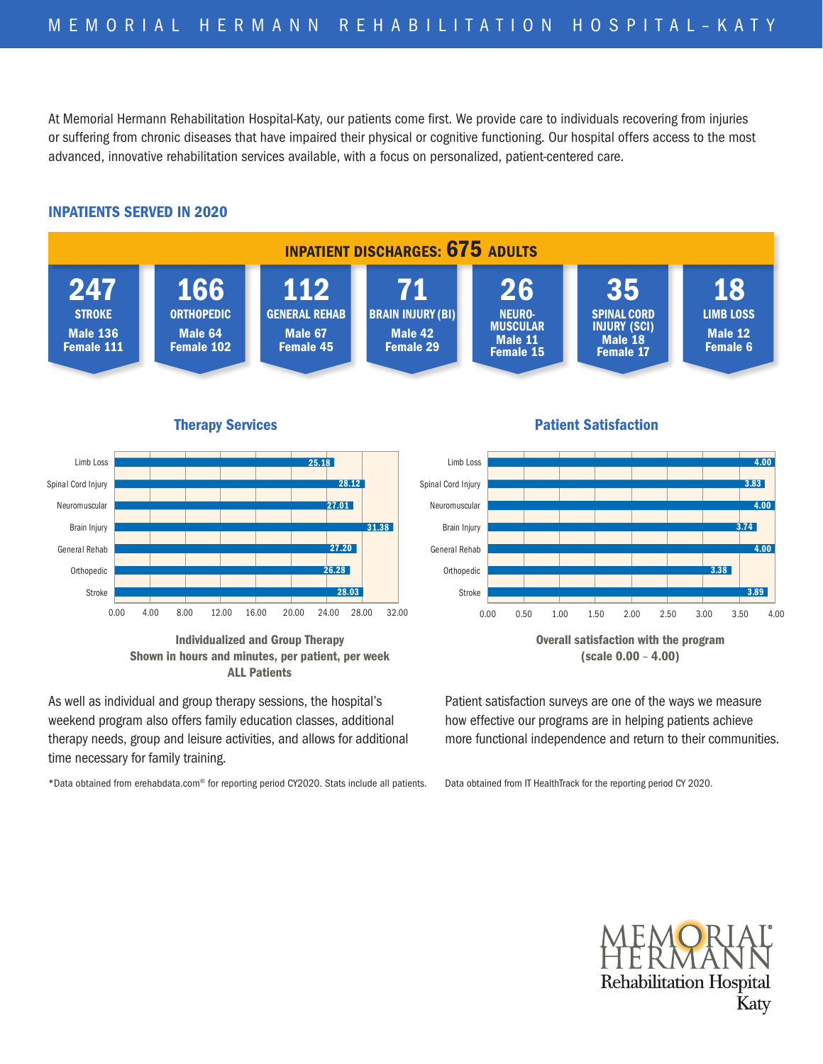# MEMORIAL HERMANN REHABILITATION HOSPITAL–KATY

At Memorial Hermann Rehabilitation Hospital-Katy, our patients come first. We provide care to individuals recovering from injuries or suffering from chronic diseases that have impaired their physical or cognitive functioning. Our hospital offers access to the most advanced, innovative rehabilitation services available, with a focus on personalized, patient-centered care.

## INPATIENTS SERVED IN 2020

**INPATIENT DISCHARGES: 675 ADULTS**

| Program | Total | Male | Female |
|---|---|---|---|
| STROKE | 247 | 136 | 111 |
| ORTHOPEDIC | 166 | 64 | 102 |
| GENERAL REHAB | 112 | 67 | 45 |
| BRAIN INJURY (BI) | 71 | 42 | 29 |
| NEURO-MUSCULAR | 26 | 11 | 15 |
| SPINAL CORD INJURY (SCI) | 35 | 18 | 17 |
| LIMB LOSS | 18 | 12 | 6 |

### Therapy Services

| Program | Hours |
|---|---|
| Limb Loss | 25.18 |
| Spinal Cord Injury | 28.12 |
| Neuromuscular | 27.01 |
| Brain Injury | 31.38 |
| General Rehab | 27.20 |
| Orthopedic | 26.28 |
| Stroke | 28.03 |

**Individualized and Group Therapy**
**Shown in hours and minutes, per patient, per week**
**ALL Patients**

As well as individual and group therapy sessions, the hospital's weekend program also offers family education classes, additional therapy needs, group and leisure activities, and allows for additional time necessary for family training.

*Data obtained from erehabdata.com® for reporting period CY2020. Stats include all patients.

### Patient Satisfaction

| Program | Score |
|---|---|
| Limb Loss | 4.00 |
| Spinal Cord Injury | 3.83 |
| Neuromuscular | 4.00 |
| Brain Injury | 3.74 |
| General Rehab | 4.00 |
| Orthopedic | 3.38 |
| Stroke | 3.89 |

**Overall satisfaction with the program**
**(scale 0.00 – 4.00)**

Patient satisfaction surveys are one of the ways we measure how effective our programs are in helping patients achieve more functional independence and return to their communities.

Data obtained from IT HealthTrack for the reporting period CY 2020.

MEMORIAL HERMANN Rehabilitation Hospital Katy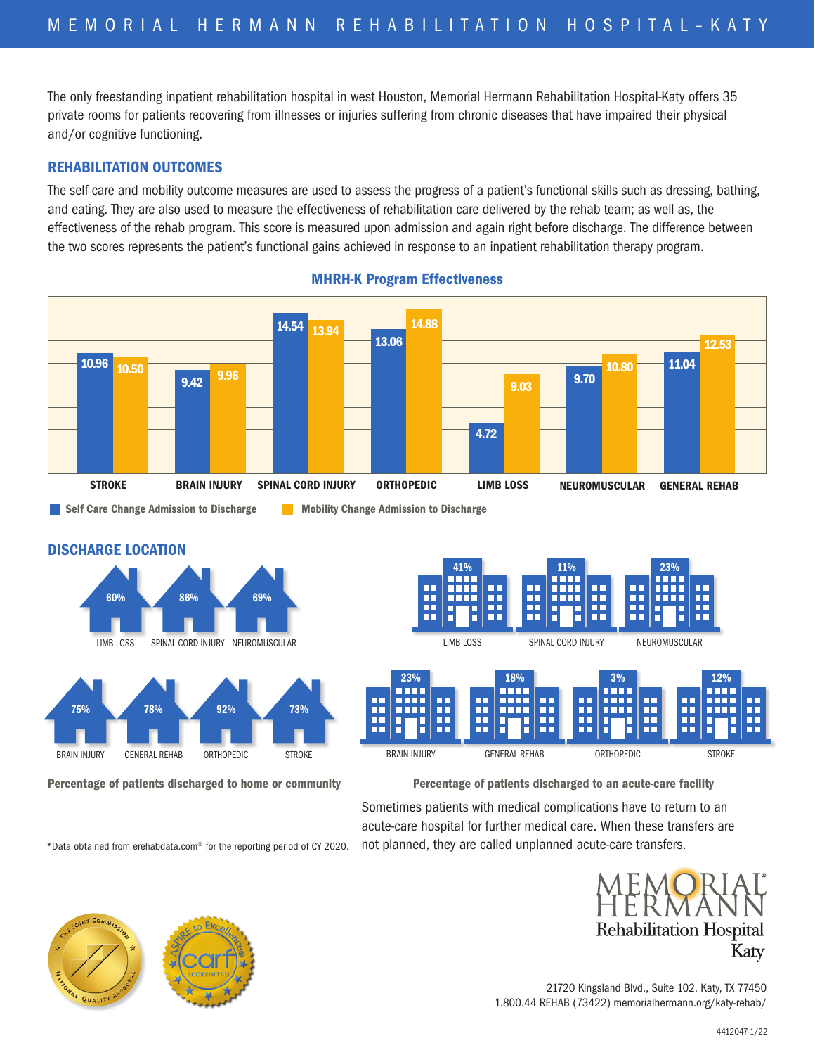# MEMORIAL HERMANN REHABILITATION HOSPITAL–KATY

The only freestanding inpatient rehabilitation hospital in west Houston, Memorial Hermann Rehabilitation Hospital-Katy offers 35 private rooms for patients recovering from illnesses or injuries suffering from chronic diseases that have impaired their physical and/or cognitive functioning.

## REHABILITATION OUTCOMES

The self care and mobility outcome measures are used to assess the progress of a patient's functional skills such as dressing, bathing, and eating. They are also used to measure the effectiveness of rehabilitation care delivered by the rehab team; as well as, the effectiveness of the rehab program. This score is measured upon admission and again right before discharge. The difference between the two scores represents the patient's functional gains achieved in response to an inpatient rehabilitation therapy program.

### MHRH-K Program Effectiveness

STROKE: 10.96, 10.50
BRAIN INJURY: 9.42, 9.96
SPINAL CORD INJURY: 14.54, 13.94
ORTHOPEDIC: 13.06, 14.88
LIMB LOSS: 4.72, 9.03
NEUROMUSCULAR: 9.70, 10.80
GENERAL REHAB: 11.04, 12.53

Self Care Change Admission to Discharge
Mobility Change Admission to Discharge

## DISCHARGE LOCATION

60% LIMB LOSS
86% SPINAL CORD INJURY
69% NEUROMUSCULAR
75% BRAIN INJURY
78% GENERAL REHAB
92% ORTHOPEDIC
73% STROKE

**Percentage of patients discharged to home or community**

41% LIMB LOSS
11% SPINAL CORD INJURY
23% NEUROMUSCULAR
23% BRAIN INJURY
18% GENERAL REHAB
3% ORTHOPEDIC
12% STROKE

**Percentage of patients discharged to an acute-care facility**

Sometimes patients with medical complications have to return to an acute-care hospital for further medical care. When these transfers are not planned, they are called unplanned acute-care transfers.

*Data obtained from erehabdata.com® for the reporting period of CY 2020.

MEMORIAL HERMANN
Rehabilitation Hospital
Katy

21720 Kingsland Blvd., Suite 102, Katy, TX 77450
1.800.44 REHAB (73422) memorialhermann.org/katy-rehab/

4412047-1/22